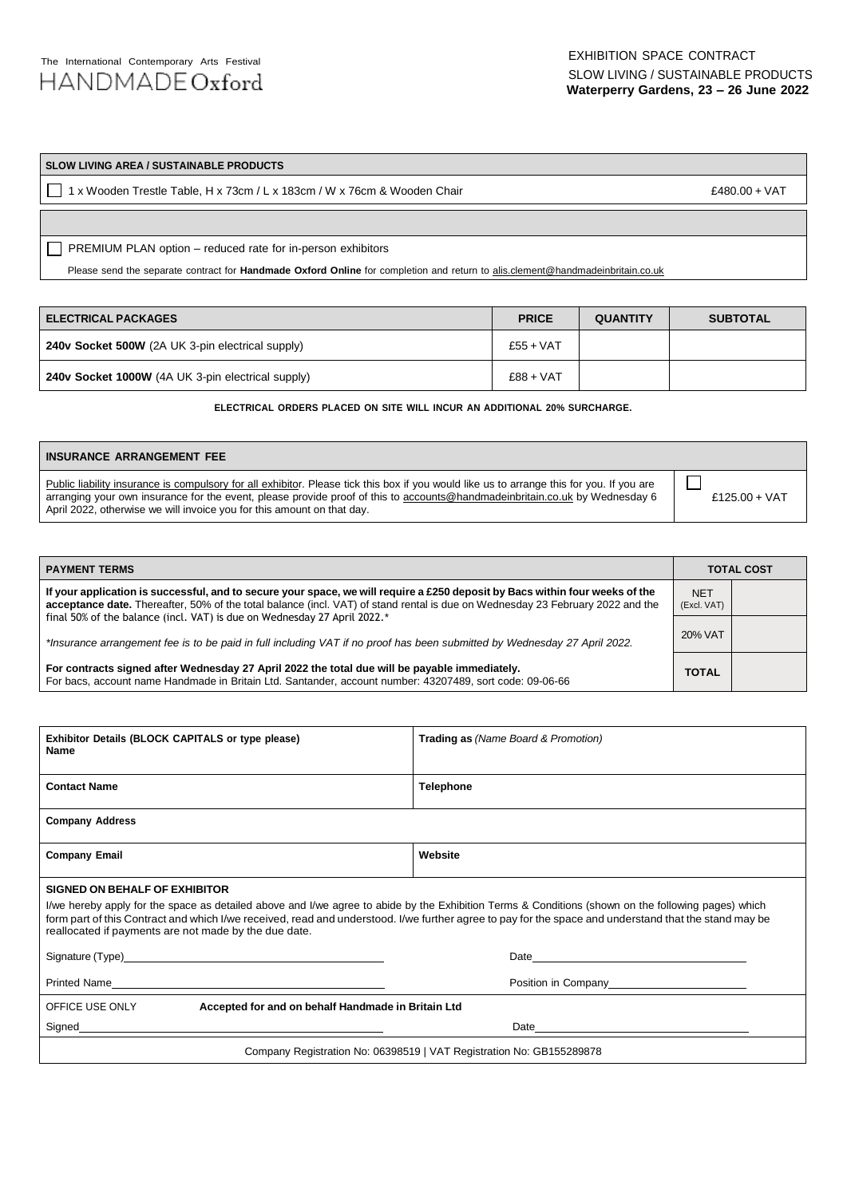The International Contemporary Arts Festival

HANDMADE Oxford

EXHIBITION SPACE CONTRACT
SLOW LIVING / SUSTAINABLE PRODUCTS
**Waterperry Gardens, 23 – 26 June 2022**

| **SLOW LIVING AREA / SUSTAINABLE PRODUCTS** | |
|---|---|
| ☐ 1 x Wooden Trestle Table, H x 73cm / L x 183cm / W x 76cm & Wooden Chair | £480.00 + VAT |
| | |
| ☐ PREMIUM PLAN option – reduced rate for in-person exhibitors<br>Please send the separate contract for **Handmade Oxford Online** for completion and return to alis.clement@handmadeinbritain.co.uk | |

| **ELECTRICAL PACKAGES** | **PRICE** | **QUANTITY** | **SUBTOTAL** |
|---|---|---|---|
| **240v Socket 500W** (2A UK 3-pin electrical supply) | £55 + VAT | | |
| **240v Socket 1000W** (4A UK 3-pin electrical supply) | £88 + VAT | | |

**ELECTRICAL ORDERS PLACED ON SITE WILL INCUR AN ADDITIONAL 20% SURCHARGE.**

| **INSURANCE ARRANGEMENT FEE** | |
|---|---|
| Public liability insurance is compulsory for all exhibitor. Please tick this box if you would like us to arrange this for you. If you are arranging your own insurance for the event, please provide proof of this to accounts@handmadeinbritain.co.uk by Wednesday 6 April 2022, otherwise we will invoice you for this amount on that day. | ☐ £125.00 + VAT |

| **PAYMENT TERMS** | **TOTAL COST** | |
|---|---|---|
| **If your application is successful, and to secure your space, we will require a £250 deposit by Bacs within four weeks of the acceptance date.** Thereafter, 50% of the total balance (incl. VAT) of stand rental is due on Wednesday 23 February 2022 and the final 50% of the balance (incl. VAT) is due on Wednesday 27 April 2022.* | NET (Excl. VAT) | |
| *\*Insurance arrangement fee is to be paid in full including VAT if no proof has been submitted by Wednesday 27 April 2022.* | 20% VAT | |
| **For contracts signed after Wednesday 27 April 2022 the total due will be payable immediately.**<br>For bacs, account name Handmade in Britain Ltd. Santander, account number: 43207489, sort code: 09-06-66 | **TOTAL** | |

| **Exhibitor Details (BLOCK CAPITALS or type please)**<br>**Name** | **Trading as** *(Name Board & Promotion)* |
|---|---|
| **Contact Name** | **Telephone** |
| **Company Address** | |
| **Company Email** | **Website** |

**SIGNED ON BEHALF OF EXHIBITOR**

I/we hereby apply for the space as detailed above and I/we agree to abide by the Exhibition Terms & Conditions (shown on the following pages) which form part of this Contract and which I/we received, read and understood. I/we further agree to pay for the space and understand that the stand may be reallocated if payments are not made by the due date.

Signature (Type)______________________________ Date______________________________

Printed Name______________________________ Position in Company______________________________

OFFICE USE ONLY **Accepted for and on behalf Handmade in Britain Ltd**

Signed______________________________ Date______________________________

Company Registration No: 06398519 | VAT Registration No: GB155289878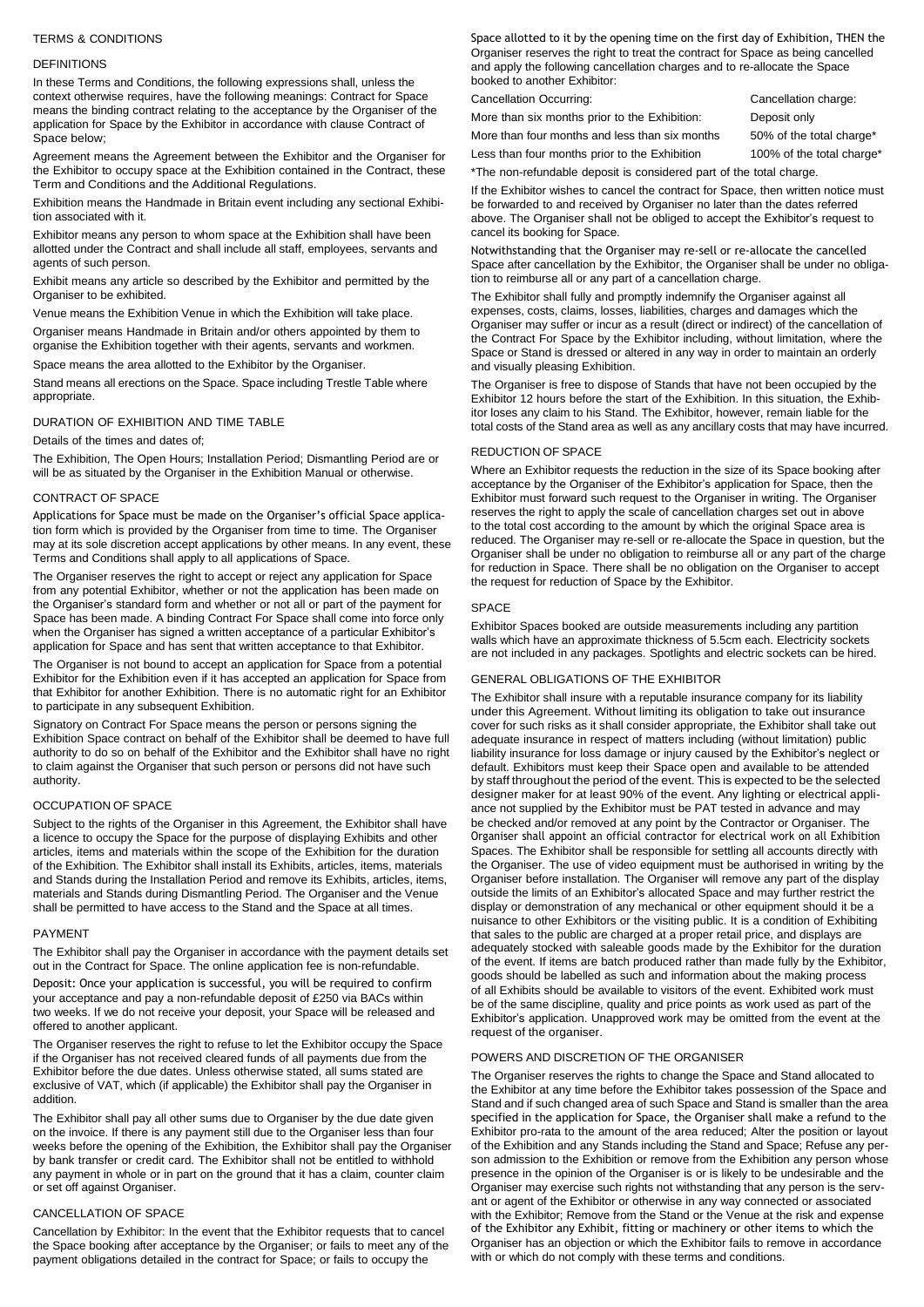TERMS & CONDITIONS

## DEFINITIONS

In these Terms and Conditions, the following expressions shall, unless the context otherwise requires, have the following meanings: Contract for Space means the binding contract relating to the acceptance by the Organiser of the application for Space by the Exhibitor in accordance with clause Contract of Space below;

Agreement means the Agreement between the Exhibitor and the Organiser for the Exhibitor to occupy space at the Exhibition contained in the Contract, these Term and Conditions and the Additional Regulations.

Exhibition means the Handmade in Britain event including any sectional Exhibition associated with it.

Exhibitor means any person to whom space at the Exhibition shall have been allotted under the Contract and shall include all staff, employees, servants and agents of such person.

Exhibit means any article so described by the Exhibitor and permitted by the Organiser to be exhibited.

Venue means the Exhibition Venue in which the Exhibition will take place.

Organiser means Handmade in Britain and/or others appointed by them to organise the Exhibition together with their agents, servants and workmen.

Space means the area allotted to the Exhibitor by the Organiser.

Stand means all erections on the Space. Space including Trestle Table where appropriate.

## DURATION OF EXHIBITION AND TIME TABLE

Details of the times and dates of;

The Exhibition, The Open Hours; Installation Period; Dismantling Period are or will be as situated by the Organiser in the Exhibition Manual or otherwise.

## CONTRACT OF SPACE

Applications for Space must be made on the Organiser's official Space application form which is provided by the Organiser from time to time. The Organiser may at its sole discretion accept applications by other means. In any event, these Terms and Conditions shall apply to all applications of Space.

The Organiser reserves the right to accept or reject any application for Space from any potential Exhibitor, whether or not the application has been made on the Organiser's standard form and whether or not all or part of the payment for Space has been made. A binding Contract For Space shall come into force only when the Organiser has signed a written acceptance of a particular Exhibitor's application for Space and has sent that written acceptance to that Exhibitor.

The Organiser is not bound to accept an application for Space from a potential Exhibitor for the Exhibition even if it has accepted an application for Space from that Exhibitor for another Exhibition. There is no automatic right for an Exhibitor to participate in any subsequent Exhibition.

Signatory on Contract For Space means the person or persons signing the Exhibition Space contract on behalf of the Exhibitor shall be deemed to have full authority to do so on behalf of the Exhibitor and the Exhibitor shall have no right to claim against the Organiser that such person or persons did not have such authority.

## OCCUPATION OF SPACE

Subject to the rights of the Organiser in this Agreement, the Exhibitor shall have a licence to occupy the Space for the purpose of displaying Exhibits and other articles, items and materials within the scope of the Exhibition for the duration of the Exhibition. The Exhibitor shall install its Exhibits, articles, items, materials and Stands during the Installation Period and remove its Exhibits, articles, items, materials and Stands during Dismantling Period. The Organiser and the Venue shall be permitted to have access to the Stand and the Space at all times.

## PAYMENT

The Exhibitor shall pay the Organiser in accordance with the payment details set out in the Contract for Space. The online application fee is non-refundable.

Deposit: Once your application is successful, you will be required to confirm your acceptance and pay a non-refundable deposit of £250 via BACs within two weeks. If we do not receive your deposit, your Space will be released and offered to another applicant.

The Organiser reserves the right to refuse to let the Exhibitor occupy the Space if the Organiser has not received cleared funds of all payments due from the Exhibitor before the due dates. Unless otherwise stated, all sums stated are exclusive of VAT, which (if applicable) the Exhibitor shall pay the Organiser in addition.

The Exhibitor shall pay all other sums due to Organiser by the due date given on the invoice. If there is any payment still due to the Organiser less than four weeks before the opening of the Exhibition, the Exhibitor shall pay the Organiser by bank transfer or credit card. The Exhibitor shall not be entitled to withhold any payment in whole or in part on the ground that it has a claim, counter claim or set off against Organiser.

## CANCELLATION OF SPACE

Cancellation by Exhibitor: In the event that the Exhibitor requests that to cancel the Space booking after acceptance by the Organiser; or fails to meet any of the payment obligations detailed in the contract for Space; or fails to occupy the Space allotted to it by the opening time on the first day of Exhibition, THEN the Organiser reserves the right to treat the contract for Space as being cancelled and apply the following cancellation charges and to re-allocate the Space booked to another Exhibitor:

| Cancellation Occurring: | Cancellation charge: |
|---|---|
| More than six months prior to the Exhibition: | Deposit only |
| More than four months and less than six months | 50% of the total charge* |
| Less than four months prior to the Exhibition | 100% of the total charge* |

*The non-refundable deposit is considered part of the total charge.

If the Exhibitor wishes to cancel the contract for Space, then written notice must be forwarded to and received by Organiser no later than the dates referred above. The Organiser shall not be obliged to accept the Exhibitor's request to cancel its booking for Space.

Notwithstanding that the Organiser may re-sell or re-allocate the cancelled Space after cancellation by the Exhibitor, the Organiser shall be under no obligation to reimburse all or any part of a cancellation charge.

The Exhibitor shall fully and promptly indemnify the Organiser against all expenses, costs, claims, losses, liabilities, charges and damages which the Organiser may suffer or incur as a result (direct or indirect) of the cancellation of the Contract For Space by the Exhibitor including, without limitation, where the Space or Stand is dressed or altered in any way in order to maintain an orderly and visually pleasing Exhibition.

The Organiser is free to dispose of Stands that have not been occupied by the Exhibitor 12 hours before the start of the Exhibition. In this situation, the Exhibitor loses any claim to his Stand. The Exhibitor, however, remain liable for the total costs of the Stand area as well as any ancillary costs that may have incurred.

## REDUCTION OF SPACE

Where an Exhibitor requests the reduction in the size of its Space booking after acceptance by the Organiser of the Exhibitor's application for Space, then the Exhibitor must forward such request to the Organiser in writing. The Organiser reserves the right to apply the scale of cancellation charges set out in above to the total cost according to the amount by which the original Space area is reduced. The Organiser may re-sell or re-allocate the Space in question, but the Organiser shall be under no obligation to reimburse all or any part of the charge for reduction in Space. There shall be no obligation on the Organiser to accept the request for reduction of Space by the Exhibitor.

## SPACE

Exhibitor Spaces booked are outside measurements including any partition walls which have an approximate thickness of 5.5cm each. Electricity sockets are not included in any packages. Spotlights and electric sockets can be hired.

## GENERAL OBLIGATIONS OF THE EXHIBITOR

The Exhibitor shall insure with a reputable insurance company for its liability under this Agreement. Without limiting its obligation to take out insurance cover for such risks as it shall consider appropriate, the Exhibitor shall take out adequate insurance in respect of matters including (without limitation) public liability insurance for loss damage or injury caused by the Exhibitor's neglect or default. Exhibitors must keep their Space open and available to be attended by staff throughout the period of the event. This is expected to be the selected designer maker for at least 90% of the event. Any lighting or electrical appliance not supplied by the Exhibitor must be PAT tested in advance and may be checked and/or removed at any point by the Contractor or Organiser. The Organiser shall appoint an official contractor for electrical work on all Exhibition Spaces. The Exhibitor shall be responsible for settling all accounts directly with the Organiser. The use of video equipment must be authorised in writing by the Organiser before installation. The Organiser will remove any part of the display outside the limits of an Exhibitor's allocated Space and may further restrict the display or demonstration of any mechanical or other equipment should it be a nuisance to other Exhibitors or the visiting public. It is a condition of Exhibiting that sales to the public are charged at a proper retail price, and displays are adequately stocked with saleable goods made by the Exhibitor for the duration of the event. If items are batch produced rather than made fully by the Exhibitor, goods should be labelled as such and information about the making process of all Exhibits should be available to visitors of the event. Exhibited work must be of the same discipline, quality and price points as work used as part of the Exhibitor's application. Unapproved work may be omitted from the event at the request of the organiser.

## POWERS AND DISCRETION OF THE ORGANISER

The Organiser reserves the rights to change the Space and Stand allocated to the Exhibitor at any time before the Exhibitor takes possession of the Space and Stand and if such changed area of such Space and Stand is smaller than the area specified in the application for Space, the Organiser shall make a refund to the Exhibitor pro-rata to the amount of the area reduced; Alter the position or layout of the Exhibition and any Stands including the Stand and Space; Refuse any person admission to the Exhibition or remove from the Exhibition any person whose presence in the opinion of the Organiser is or is likely to be undesirable and the Organiser may exercise such rights not withstanding that any person is the servant or agent of the Exhibitor or otherwise in any way connected or associated with the Exhibitor; Remove from the Stand or the Venue at the risk and expense of the Exhibitor any Exhibit, fitting or machinery or other items to which the Organiser has an objection or which the Exhibitor fails to remove in accordance with or which do not comply with these terms and conditions.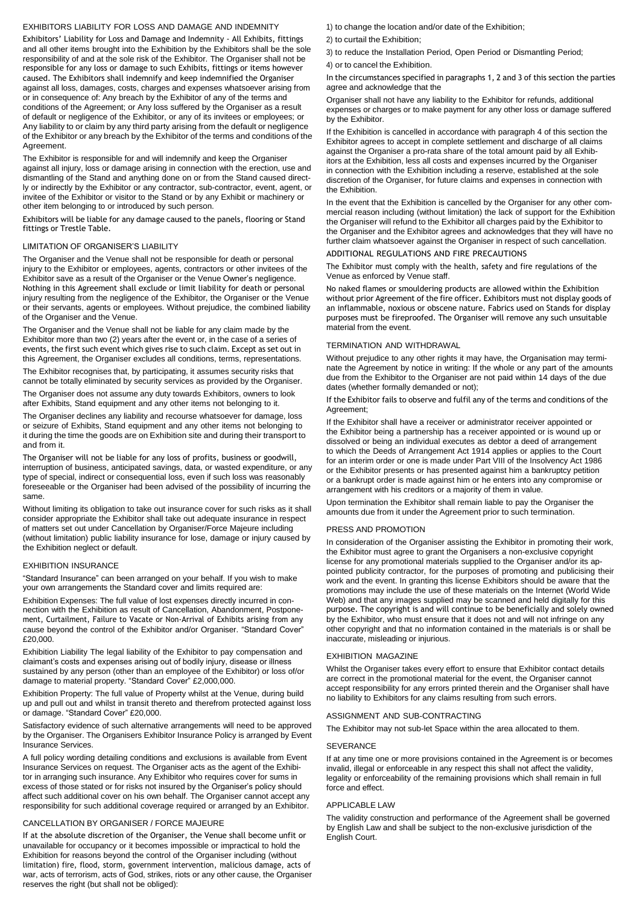## EXHIBITORS LIABILITY FOR LOSS AND DAMAGE AND INDEMNITY

Exhibitors' Liability for Loss and Damage and Indemnity - All Exhibits, fittings and all other items brought into the Exhibition by the Exhibitors shall be the sole responsibility of and at the sole risk of the Exhibitor. The Organiser shall not be responsible for any loss or damage to such Exhibits, fittings or items however caused. The Exhibitors shall indemnify and keep indemnified the Organiser against all loss, damages, costs, charges and expenses whatsoever arising from or in consequence of: Any breach by the Exhibitor of any of the terms and conditions of the Agreement; or Any loss suffered by the Organiser as a result of default or negligence of the Exhibitor, or any of its invitees or employees; or Any liability to or claim by any third party arising from the default or negligence of the Exhibitor or any breach by the Exhibitor of the terms and conditions of the Agreement.

The Exhibitor is responsible for and will indemnify and keep the Organiser against all injury, loss or damage arising in connection with the erection, use and dismantling of the Stand and anything done on or from the Stand caused directly or indirectly by the Exhibitor or any contractor, sub-contractor, event, agent, or invitee of the Exhibitor or visitor to the Stand or by any Exhibit or machinery or other item belonging to or introduced by such person.

Exhibitors will be liable for any damage caused to the panels, flooring or Stand fittings or Trestle Table.

## LIMITATION OF ORGANISER'S LIABILITY

The Organiser and the Venue shall not be responsible for death or personal injury to the Exhibitor or employees, agents, contractors or other invitees of the Exhibitor save as a result of the Organiser or the Venue Owner's negligence. Nothing in this Agreement shall exclude or limit liability for death or personal injury resulting from the negligence of the Exhibitor, the Organiser or the Venue or their servants, agents or employees. Without prejudice, the combined liability of the Organiser and the Venue.

The Organiser and the Venue shall not be liable for any claim made by the Exhibitor more than two (2) years after the event or, in the case of a series of events, the first such event which gives rise to such claim. Except as set out in this Agreement, the Organiser excludes all conditions, terms, representations.

The Exhibitor recognises that, by participating, it assumes security risks that cannot be totally eliminated by security services as provided by the Organiser.

The Organiser does not assume any duty towards Exhibitors, owners to look after Exhibits, Stand equipment and any other items not belonging to it.

The Organiser declines any liability and recourse whatsoever for damage, loss or seizure of Exhibits, Stand equipment and any other items not belonging to it during the time the goods are on Exhibition site and during their transport to and from it.

The Organiser will not be liable for any loss of profits, business or goodwill, interruption of business, anticipated savings, data, or wasted expenditure, or any type of special, indirect or consequential loss, even if such loss was reasonably foreseeable or the Organiser had been advised of the possibility of incurring the same.

Without limiting its obligation to take out insurance cover for such risks as it shall consider appropriate the Exhibitor shall take out adequate insurance in respect of matters set out under Cancellation by Organiser/Force Majeure including (without limitation) public liability insurance for lose, damage or injury caused by the Exhibition neglect or default.

## EXHIBITION INSURANCE

"Standard Insurance" can been arranged on your behalf. If you wish to make your own arrangements the Standard cover and limits required are:

Exhibition Expenses: The full value of lost expenses directly incurred in connection with the Exhibition as result of Cancellation, Abandonment, Postponement, Curtailment, Failure to Vacate or Non-Arrival of Exhibits arising from any cause beyond the control of the Exhibitor and/or Organiser. "Standard Cover" £20,000.

Exhibition Liability The legal liability of the Exhibitor to pay compensation and claimant's costs and expenses arising out of bodily injury, disease or illness sustained by any person (other than an employee of the Exhibitor) or loss of/or damage to material property. "Standard Cover" £2,000,000.

Exhibition Property: The full value of Property whilst at the Venue, during build up and pull out and whilst in transit thereto and therefrom protected against loss or damage. "Standard Cover" £20,000.

Satisfactory evidence of such alternative arrangements will need to be approved by the Organiser. The Organisers Exhibitor Insurance Policy is arranged by Event Insurance Services.

A full policy wording detailing conditions and exclusions is available from Event Insurance Services on request. The Organiser acts as the agent of the Exhibitor in arranging such insurance. Any Exhibitor who requires cover for sums in excess of those stated or for risks not insured by the Organiser's policy should affect such additional cover on his own behalf. The Organiser cannot accept any responsibility for such additional coverage required or arranged by an Exhibitor.

## CANCELLATION BY ORGANISER / FORCE MAJEURE

If at the absolute discretion of the Organiser, the Venue shall become unfit or unavailable for occupancy or it becomes impossible or impractical to hold the Exhibition for reasons beyond the control of the Organiser including (without limitation) fire, flood, storm, government intervention, malicious damage, acts of war, acts of terrorism, acts of God, strikes, riots or any other cause, the Organiser reserves the right (but shall not be obliged):

1) to change the location and/or date of the Exhibition;

2) to curtail the Exhibition;

3) to reduce the Installation Period, Open Period or Dismantling Period;

4) or to cancel the Exhibition.

In the circumstances specified in paragraphs 1, 2 and 3 of this section the parties agree and acknowledge that the

Organiser shall not have any liability to the Exhibitor for refunds, additional expenses or charges or to make payment for any other loss or damage suffered by the Exhibitor.

If the Exhibition is cancelled in accordance with paragraph 4 of this section the Exhibitor agrees to accept in complete settlement and discharge of all claims against the Organiser a pro-rata share of the total amount paid by all Exhibitors at the Exhibition, less all costs and expenses incurred by the Organiser in connection with the Exhibition including a reserve, established at the sole discretion of the Organiser, for future claims and expenses in connection with the Exhibition.

In the event that the Exhibition is cancelled by the Organiser for any other commercial reason including (without limitation) the lack of support for the Exhibition the Organiser will refund to the Exhibitor all charges paid by the Exhibitor to the Organiser and the Exhibitor agrees and acknowledges that they will have no further claim whatsoever against the Organiser in respect of such cancellation.

## ADDITIONAL REGULATIONS AND FIRE PRECAUTIONS

The Exhibitor must comply with the health, safety and fire regulations of the Venue as enforced by Venue staff.

No naked flames or smouldering products are allowed within the Exhibition without prior Agreement of the fire officer. Exhibitors must not display goods of an inflammable, noxious or obscene nature. Fabrics used on Stands for display purposes must be fireproofed. The Organiser will remove any such unsuitable material from the event.

## TERMINATION AND WITHDRAWAL

Without prejudice to any other rights it may have, the Organisation may terminate the Agreement by notice in writing: If the whole or any part of the amounts due from the Exhibitor to the Organiser are not paid within 14 days of the due dates (whether formally demanded or not);

If the Exhibitor fails to observe and fulfil any of the terms and conditions of the Agreement;

If the Exhibitor shall have a receiver or administrator receiver appointed or the Exhibitor being a partnership has a receiver appointed or is wound up or dissolved or being an individual executes as debtor a deed of arrangement to which the Deeds of Arrangement Act 1914 applies or applies to the Court for an interim order or one is made under Part VIII of the Insolvency Act 1986 or the Exhibitor presents or has presented against him a bankruptcy petition or a bankrupt order is made against him or he enters into any compromise or arrangement with his creditors or a majority of them in value.

Upon termination the Exhibitor shall remain liable to pay the Organiser the amounts due from it under the Agreement prior to such termination.

## PRESS AND PROMOTION

In consideration of the Organiser assisting the Exhibitor in promoting their work, the Exhibitor must agree to grant the Organisers a non-exclusive copyright license for any promotional materials supplied to the Organiser and/or its appointed publicity contractor, for the purposes of promoting and publicising their work and the event. In granting this license Exhibitors should be aware that the promotions may include the use of these materials on the Internet (World Wide Web) and that any images supplied may be scanned and held digitally for this purpose. The copyright is and will continue to be beneficially and solely owned by the Exhibitor, who must ensure that it does not and will not infringe on any other copyright and that no information contained in the materials is or shall be inaccurate, misleading or injurious.

## EXHIBITION MAGAZINE

Whilst the Organiser takes every effort to ensure that Exhibitor contact details are correct in the promotional material for the event, the Organiser cannot accept responsibility for any errors printed therein and the Organiser shall have no liability to Exhibitors for any claims resulting from such errors.

## ASSIGNMENT AND SUB-CONTRACTING

The Exhibitor may not sub-let Space within the area allocated to them.

## SEVERANCE

If at any time one or more provisions contained in the Agreement is or becomes invalid, illegal or enforceable in any respect this shall not affect the validity, legality or enforceability of the remaining provisions which shall remain in full force and effect.

## APPLICABLE LAW

The validity construction and performance of the Agreement shall be governed by English Law and shall be subject to the non-exclusive jurisdiction of the English Court.